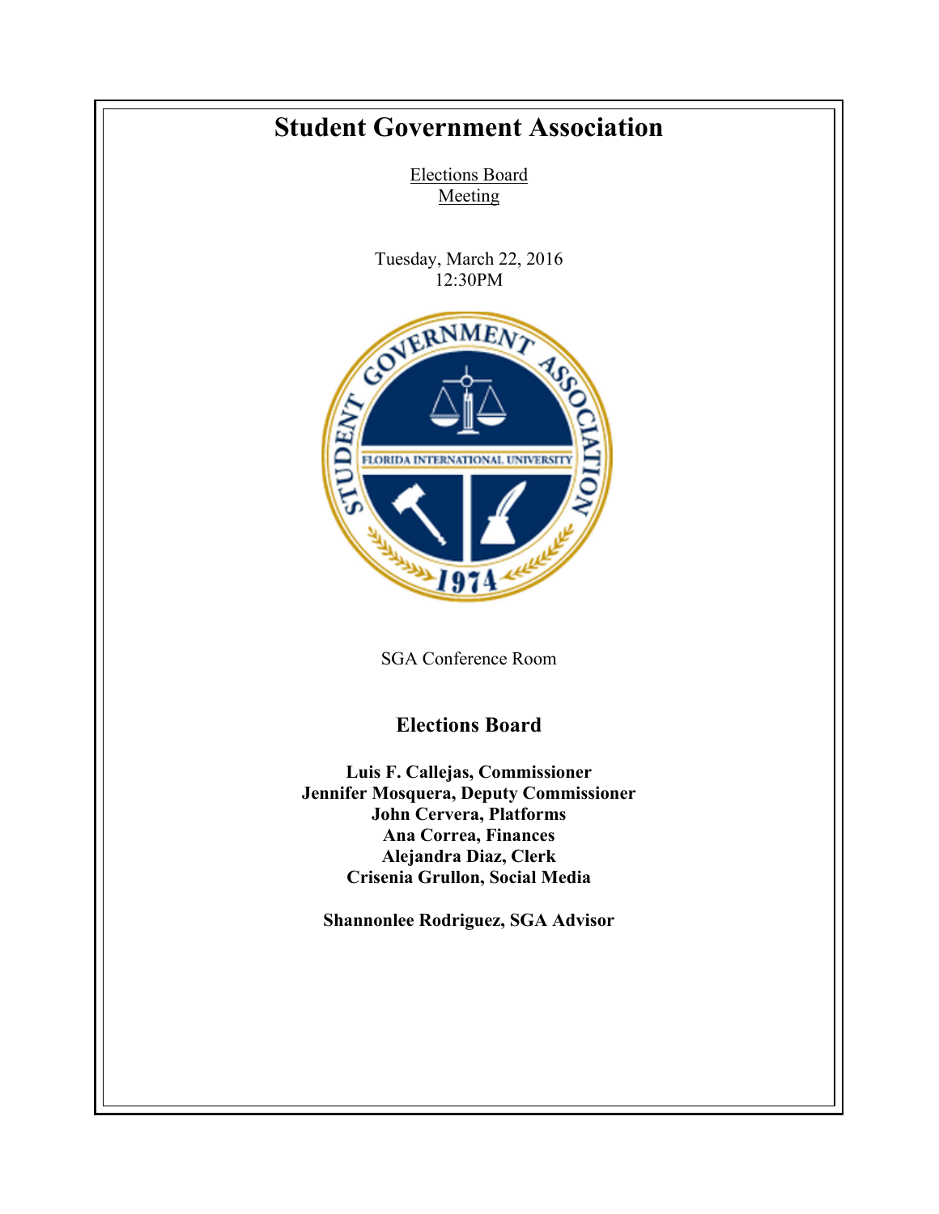# Student Government Association

Elections Board

Meeting

Tuesday, March 22, 2016

12:30PM

SGA Conference Room

## Elections Board

**Luis F. Callejas, Commissioner**
**Jennifer Mosquera, Deputy Commissioner**
**John Cervera, Platforms**
**Ana Correa, Finances**
**Alejandra Diaz, Clerk**
**Crisenia Grullon, Social Media**

**Shannonlee Rodriguez, SGA Advisor**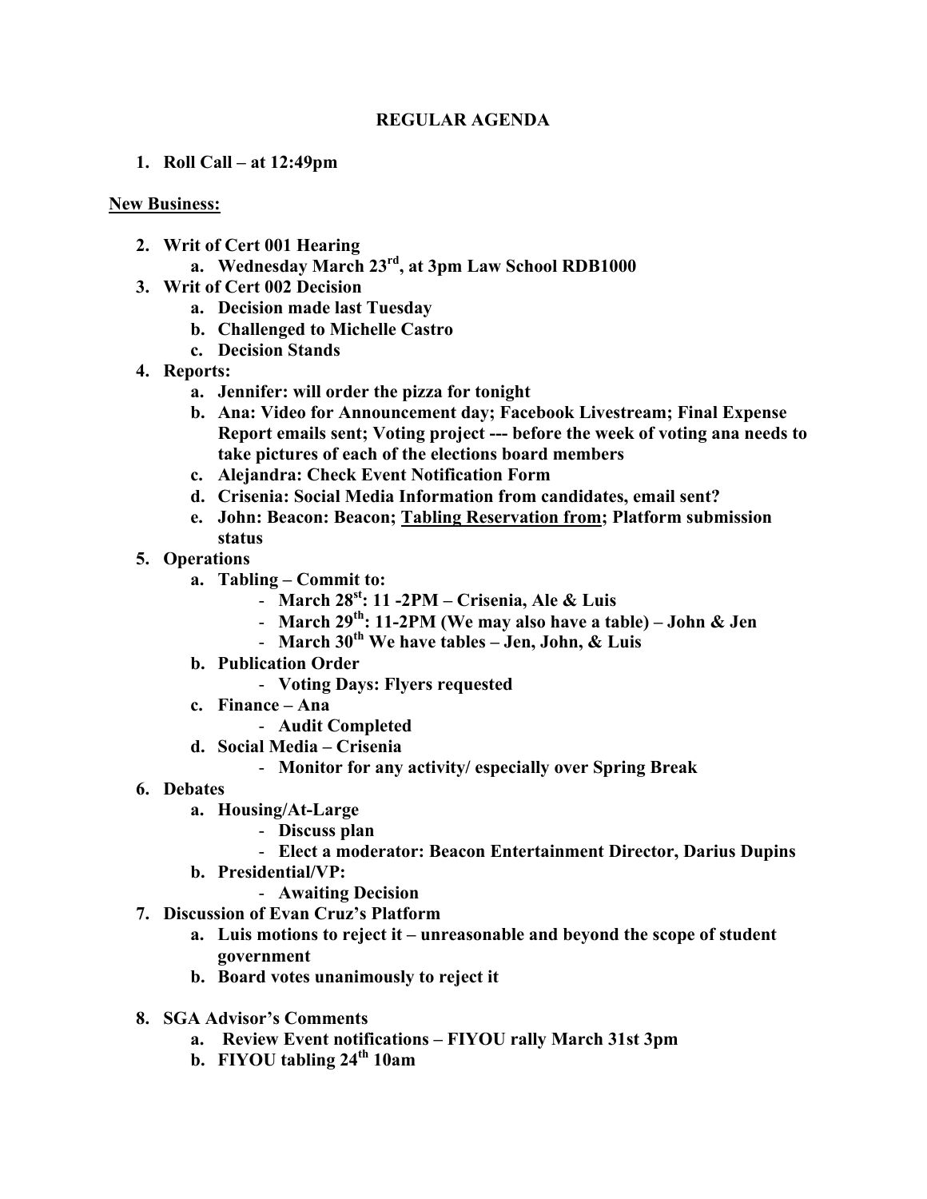**REGULAR AGENDA**

1. **Roll Call – at 12:49pm**

**New Business:**

2. **Writ of Cert 001 Hearing**
   a. **Wednesday March 23rd, at 3pm Law School RDB1000**
3. **Writ of Cert 002 Decision**
   a. **Decision made last Tuesday**
   b. **Challenged to Michelle Castro**
   c. **Decision Stands**
4. **Reports:**
   a. **Jennifer: will order the pizza for tonight**
   b. **Ana: Video for Announcement day; Facebook Livestream; Final Expense Report emails sent; Voting project --- before the week of voting ana needs to take pictures of each of the elections board members**
   c. **Alejandra: Check Event Notification Form**
   d. **Crisenia: Social Media Information from candidates, email sent?**
   e. **John: Beacon: Beacon; Tabling Reservation from; Platform submission status**
5. **Operations**
   a. **Tabling – Commit to:**
      - **March 28st: 11 -2PM – Crisenia, Ale & Luis**
      - **March 29th: 11-2PM (We may also have a table) – John & Jen**
      - **March 30th We have tables – Jen, John, & Luis**
   b. **Publication Order**
      - **Voting Days: Flyers requested**
   c. **Finance – Ana**
      - **Audit Completed**
   d. **Social Media – Crisenia**
      - **Monitor for any activity/ especially over Spring Break**
6. **Debates**
   a. **Housing/At-Large**
      - **Discuss plan**
      - **Elect a moderator: Beacon Entertainment Director, Darius Dupins**
   b. **Presidential/VP:**
      - **Awaiting Decision**
7. **Discussion of Evan Cruz's Platform**
   a. **Luis motions to reject it – unreasonable and beyond the scope of student government**
   b. **Board votes unanimously to reject it**

8. **SGA Advisor's Comments**
   a. **Review Event notifications – FIYOU rally March 31st 3pm**
   b. **FIYOU tabling 24th 10am**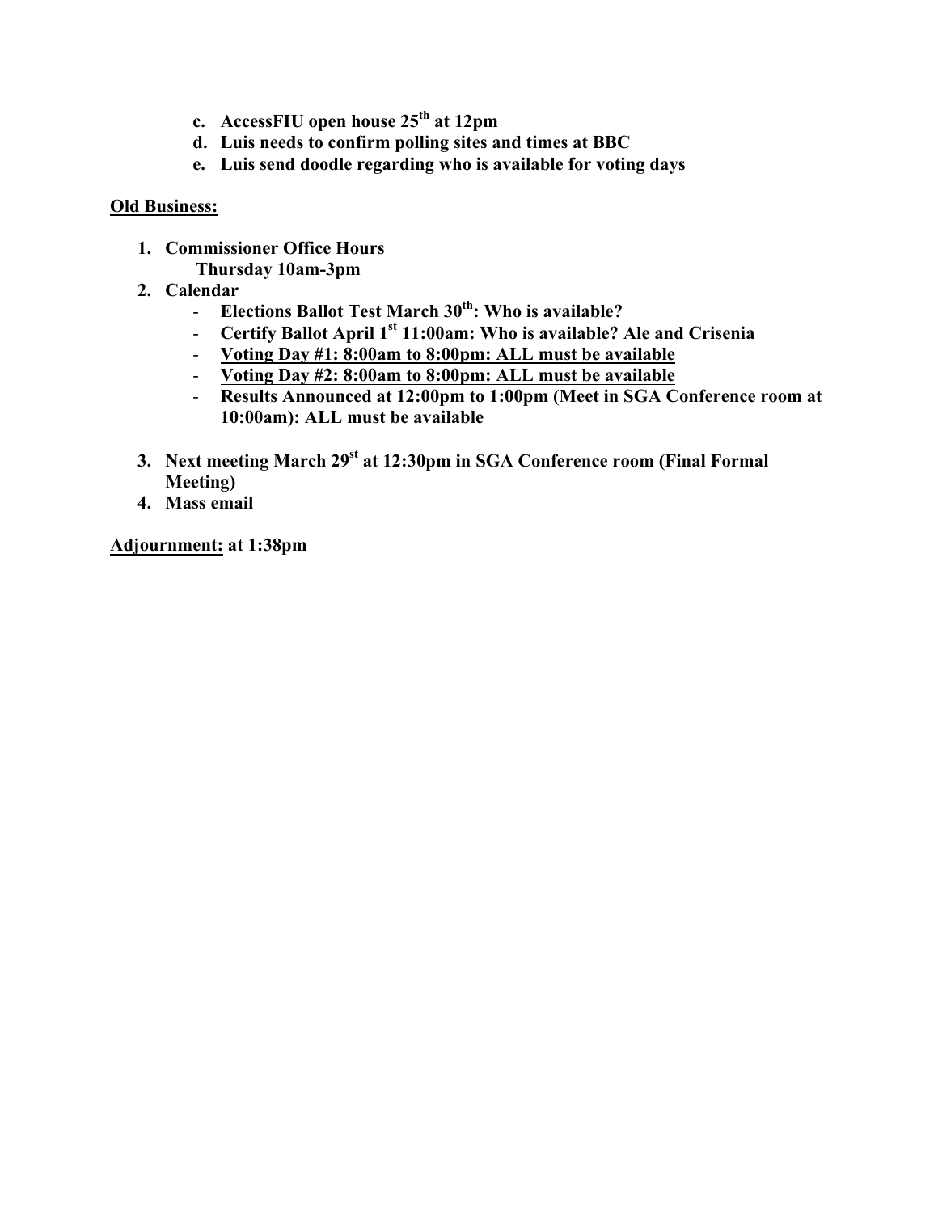c. **AccessFIU open house 25th at 12pm**
d. **Luis needs to confirm polling sites and times at BBC**
e. **Luis send doodle regarding who is available for voting days**

**<u>Old Business:</u>**

1. **Commissioner Office Hours**
   **Thursday 10am-3pm**
2. **Calendar**
   - **Elections Ballot Test March 30th: Who is available?**
   - **Certify Ballot April 1st 11:00am: Who is available? Ale and Crisenia**
   - **<u>Voting Day #1: 8:00am to 8:00pm: ALL must be available</u>**
   - **<u>Voting Day #2: 8:00am to 8:00pm: ALL must be available</u>**
   - **Results Announced at 12:00pm to 1:00pm (Meet in SGA Conference room at 10:00am): ALL must be available**
3. **Next meeting March 29st at 12:30pm in SGA Conference room (Final Formal Meeting)**
4. **Mass email**

**<u>Adjournment:</u> at 1:38pm**